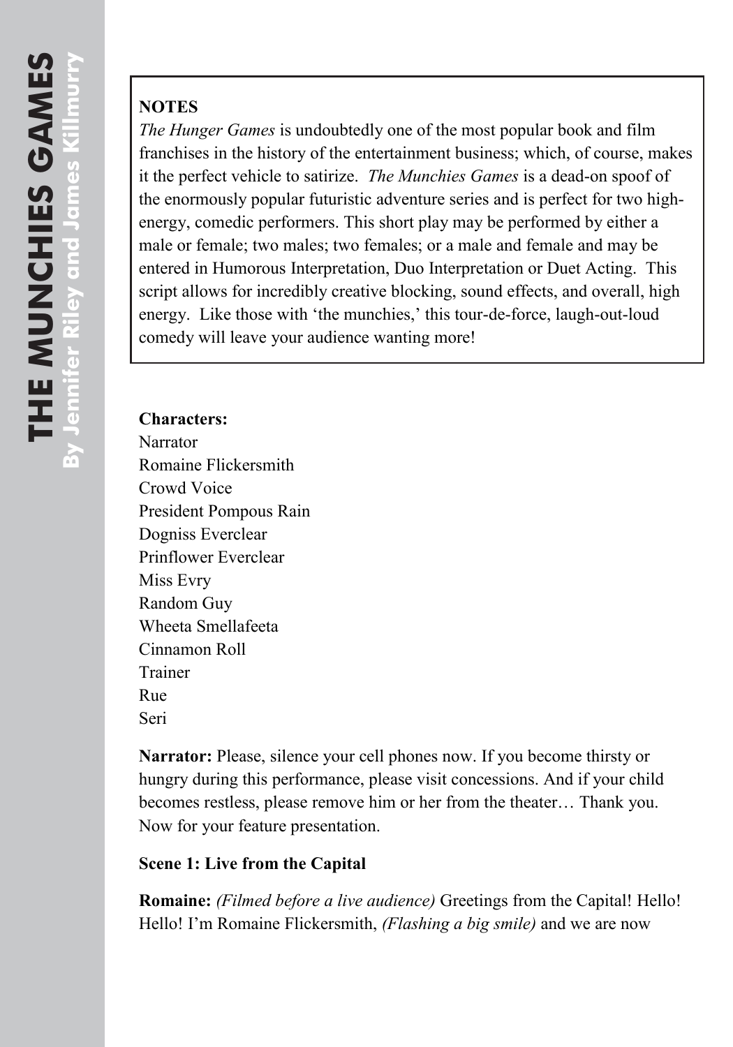**NOTES**

*The Hunger Games* is undoubtedly one of the most popular book and film franchises in the history of the entertainment business; which, of course, makes it the perfect vehicle to satirize. *The Munchies Games* is a dead-on spoof of the enormously popular futuristic adventure series and is perfect for two high-energy, comedic performers. This short play may be performed by either a male or female; two males; two females; or a male and female and may be entered in Humorous Interpretation, Duo Interpretation or Duet Acting. This script allows for incredibly creative blocking, sound effects, and overall, high energy. Like those with 'the munchies,' this tour-de-force, laugh-out-loud comedy will leave your audience wanting more!

**Characters:**

Narrator
Romaine Flickersmith
Crowd Voice
President Pompous Rain
Dogniss Everclear
Prinflower Everclear
Miss Evry
Random Guy
Wheeta Smellafeeta
Cinnamon Roll
Trainer
Rue
Seri

**Narrator:** Please, silence your cell phones now. If you become thirsty or hungry during this performance, please visit concessions. And if your child becomes restless, please remove him or her from the theater… Thank you. Now for your feature presentation.

**Scene 1: Live from the Capital**

**Romaine:** *(Filmed before a live audience)* Greetings from the Capital! Hello! Hello! I'm Romaine Flickersmith, *(Flashing a big smile)* and we are now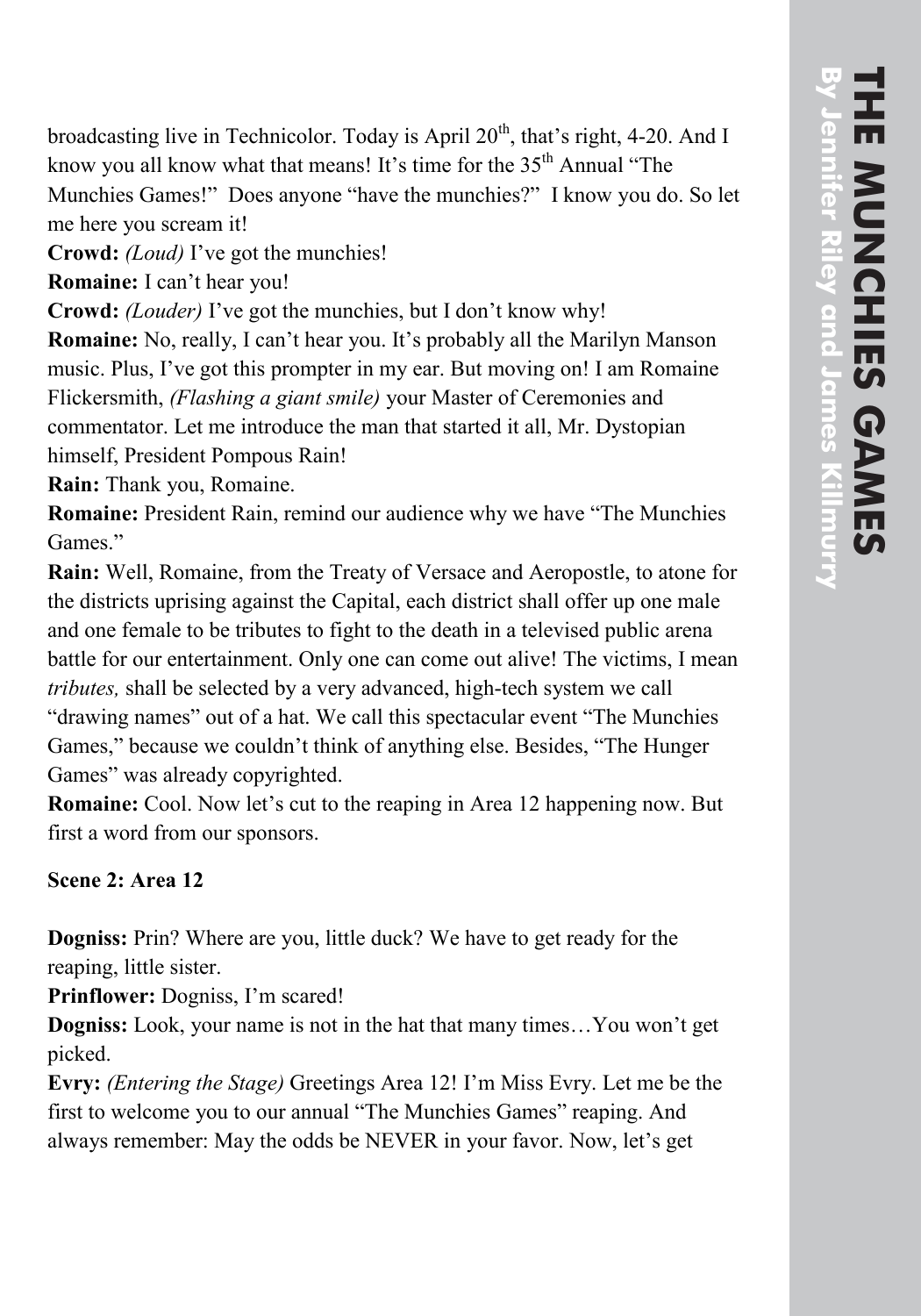broadcasting live in Technicolor. Today is April 20th, that's right, 4-20. And I know you all know what that means! It's time for the 35th Annual "The Munchies Games!" Does anyone "have the munchies?" I know you do. So let me here you scream it!

**Crowd:** *(Loud)* I've got the munchies!

**Romaine:** I can't hear you!

**Crowd:** *(Louder)* I've got the munchies, but I don't know why!

**Romaine:** No, really, I can't hear you. It's probably all the Marilyn Manson music. Plus, I've got this prompter in my ear. But moving on! I am Romaine Flickersmith, *(Flashing a giant smile)* your Master of Ceremonies and commentator. Let me introduce the man that started it all, Mr. Dystopian himself, President Pompous Rain!

**Rain:** Thank you, Romaine.

**Romaine:** President Rain, remind our audience why we have "The Munchies Games."

**Rain:** Well, Romaine, from the Treaty of Versace and Aeropostle, to atone for the districts uprising against the Capital, each district shall offer up one male and one female to be tributes to fight to the death in a televised public arena battle for our entertainment. Only one can come out alive! The victims, I mean *tributes,* shall be selected by a very advanced, high-tech system we call "drawing names" out of a hat. We call this spectacular event "The Munchies Games," because we couldn't think of anything else. Besides, "The Hunger Games" was already copyrighted.

**Romaine:** Cool. Now let's cut to the reaping in Area 12 happening now. But first a word from our sponsors.

**Scene 2: Area 12**

**Dogniss:** Prin? Where are you, little duck? We have to get ready for the reaping, little sister.

**Prinflower:** Dogniss, I'm scared!

**Dogniss:** Look, your name is not in the hat that many times…You won't get picked.

**Evry:** *(Entering the Stage)* Greetings Area 12! I'm Miss Evry. Let me be the first to welcome you to our annual "The Munchies Games" reaping. And always remember: May the odds be NEVER in your favor. Now, let's get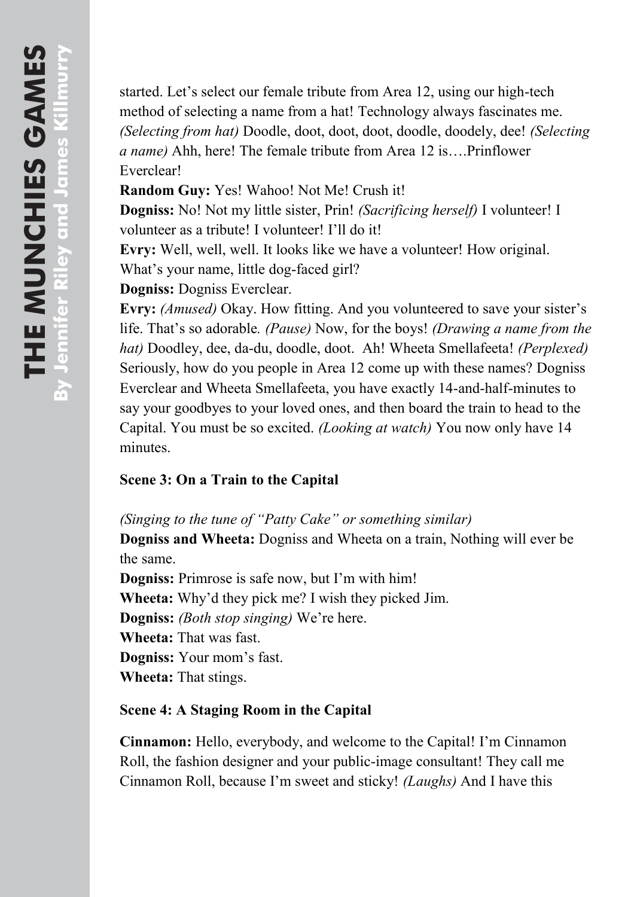started. Let's select our female tribute from Area 12, using our high-tech method of selecting a name from a hat! Technology always fascinates me. *(Selecting from hat)* Doodle, doot, doot, doot, doodle, doodely, dee! *(Selecting a name)* Ahh, here! The female tribute from Area 12 is….Prinflower Everclear!

**Random Guy:** Yes! Wahoo! Not Me! Crush it!

**Dogniss:** No! Not my little sister, Prin! *(Sacrificing herself)* I volunteer! I volunteer as a tribute! I volunteer! I'll do it!

**Evry:** Well, well, well. It looks like we have a volunteer! How original. What's your name, little dog-faced girl?

**Dogniss:** Dogniss Everclear.

**Evry:** *(Amused)* Okay. How fitting. And you volunteered to save your sister's life. That's so adorable. *(Pause)* Now, for the boys! *(Drawing a name from the hat)* Doodley, dee, da-du, doodle, doot. Ah! Wheeta Smellafeeta! *(Perplexed)* Seriously, how do you people in Area 12 come up with these names? Dogniss Everclear and Wheeta Smellafeeta, you have exactly 14-and-half-minutes to say your goodbyes to your loved ones, and then board the train to head to the Capital. You must be so excited. *(Looking at watch)* You now only have 14 minutes.

**Scene 3: On a Train to the Capital**

*(Singing to the tune of "Patty Cake" or something similar)*

**Dogniss and Wheeta:** Dogniss and Wheeta on a train, Nothing will ever be the same.

**Dogniss:** Primrose is safe now, but I'm with him!

**Wheeta:** Why'd they pick me? I wish they picked Jim.

**Dogniss:** *(Both stop singing)* We're here.

**Wheeta:** That was fast.

**Dogniss:** Your mom's fast.

**Wheeta:** That stings.

**Scene 4: A Staging Room in the Capital**

**Cinnamon:** Hello, everybody, and welcome to the Capital! I'm Cinnamon Roll, the fashion designer and your public-image consultant! They call me Cinnamon Roll, because I'm sweet and sticky! *(Laughs)* And I have this